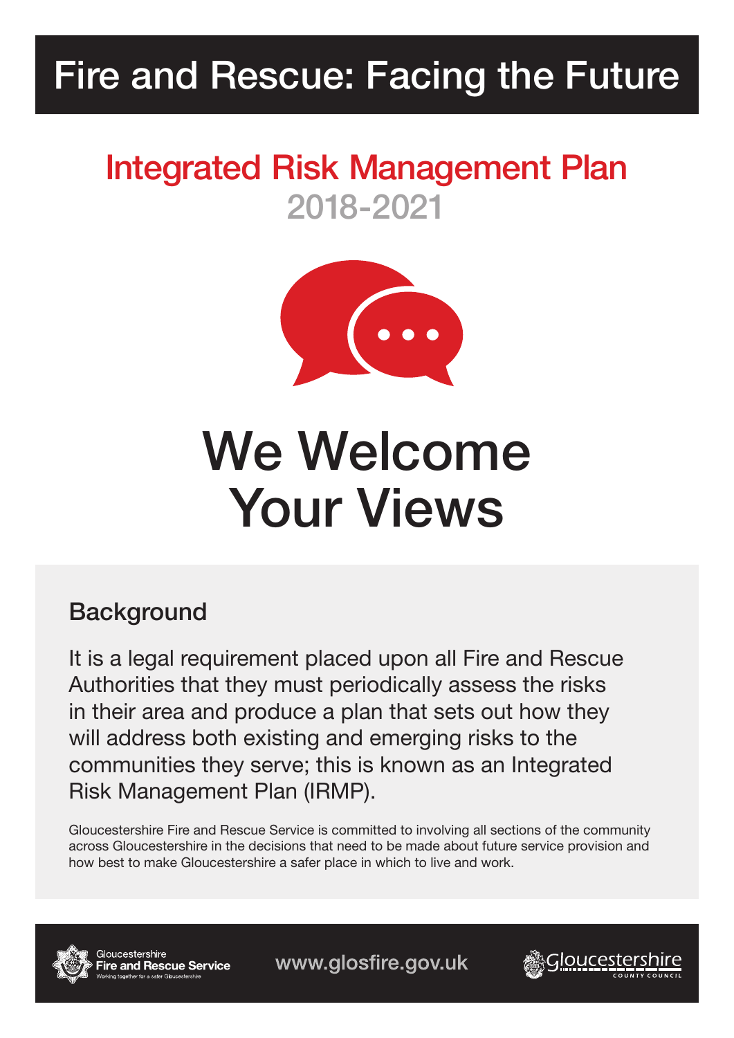# Fire and Rescue: Facing the Future

## Integrated Risk Management Plan 2018-2021

# We Welcome Your Views

### Background

It is a legal requirement placed upon all Fire and Rescue Authorities that they must periodically assess the risks in their area and produce a plan that sets out how they will address both existing and emerging risks to the communities they serve; this is known as an Integrated Risk Management Plan (IRMP).

Gloucestershire Fire and Rescue Service is committed to involving all sections of the community across Gloucestershire in the decisions that need to be made about future service provision and how best to make Gloucestershire a safer place in which to live and work.

Gloucestershire Fire and Rescue Service – Working together for a safer Gloucestershire

www.glosfire.gov.uk

Gloucestershire County Council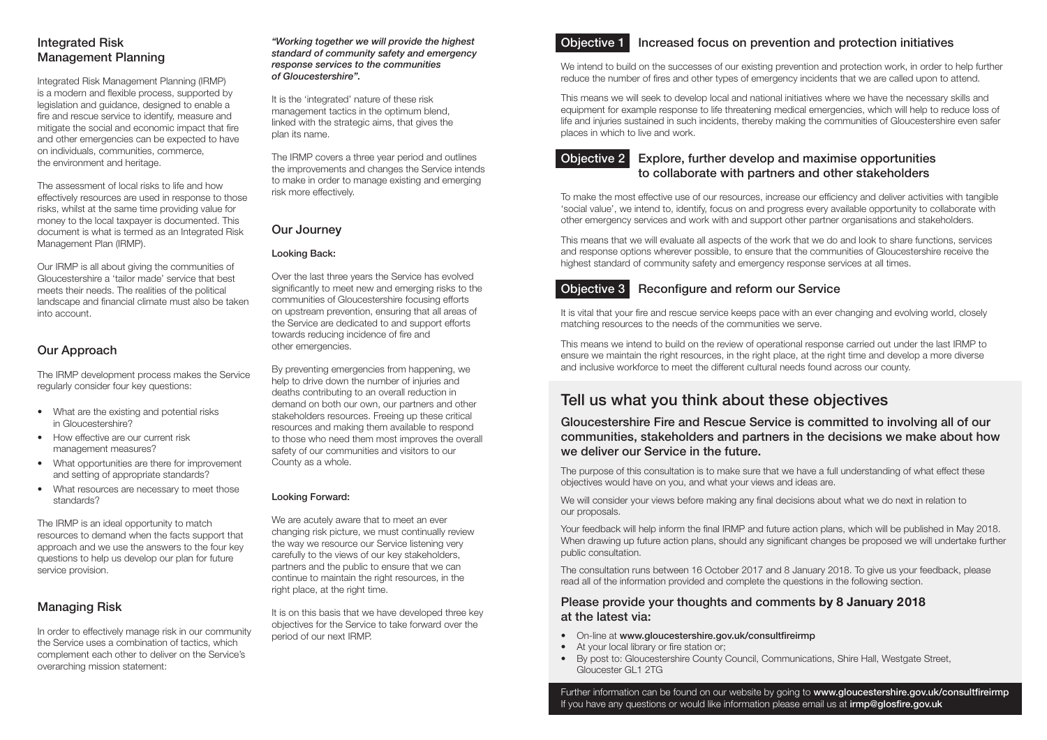## Integrated Risk Management Planning

Integrated Risk Management Planning (IRMP) is a modern and flexible process, supported by legislation and guidance, designed to enable a fire and rescue service to identify, measure and mitigate the social and economic impact that fire and other emergencies can be expected to have on individuals, communities, commerce, the environment and heritage.

The assessment of local risks to life and how effectively resources are used in response to those risks, whilst at the same time providing value for money to the local taxpayer is documented. This document is what is termed as an Integrated Risk Management Plan (IRMP).

Our IRMP is all about giving the communities of Gloucestershire a 'tailor made' service that best meets their needs. The realities of the political landscape and financial climate must also be taken into account.

## Our Approach

The IRMP development process makes the Service regularly consider four key questions:

- What are the existing and potential risks in Gloucestershire?
- How effective are our current risk management measures?
- What opportunities are there for improvement and setting of appropriate standards?
- What resources are necessary to meet those standards?

The IRMP is an ideal opportunity to match resources to demand when the facts support that approach and we use the answers to the four key questions to help us develop our plan for future service provision.

## Managing Risk

In order to effectively manage risk in our community the Service uses a combination of tactics, which complement each other to deliver on the Service's overarching mission statement:

***"Working together we will provide the highest standard of community safety and emergency response services to the communities of Gloucestershire".***

It is the 'integrated' nature of these risk management tactics in the optimum blend, linked with the strategic aims, that gives the plan its name.

The IRMP covers a three year period and outlines the improvements and changes the Service intends to make in order to manage existing and emerging risk more effectively.

## Our Journey

### Looking Back:

Over the last three years the Service has evolved significantly to meet new and emerging risks to the communities of Gloucestershire focusing efforts on upstream prevention, ensuring that all areas of the Service are dedicated to and support efforts towards reducing incidence of fire and other emergencies.

By preventing emergencies from happening, we help to drive down the number of injuries and deaths contributing to an overall reduction in demand on both our own, our partners and other stakeholders resources. Freeing up these critical resources and making them available to respond to those who need them most improves the overall safety of our communities and visitors to our County as a whole.

### Looking Forward:

We are acutely aware that to meet an ever changing risk picture, we must continually review the way we resource our Service listening very carefully to the views of our key stakeholders, partners and the public to ensure that we can continue to maintain the right resources, in the right place, at the right time.

It is on this basis that we have developed three key objectives for the Service to take forward over the period of our next IRMP.

## Objective 1 Increased focus on prevention and protection initiatives

We intend to build on the successes of our existing prevention and protection work, in order to help further reduce the number of fires and other types of emergency incidents that we are called upon to attend.

This means we will seek to develop local and national initiatives where we have the necessary skills and equipment for example response to life threatening medical emergencies, which will help to reduce loss of life and injuries sustained in such incidents, thereby making the communities of Gloucestershire even safer places in which to live and work.

## Objective 2 Explore, further develop and maximise opportunities to collaborate with partners and other stakeholders

To make the most effective use of our resources, increase our efficiency and deliver activities with tangible 'social value', we intend to, identify, focus on and progress every available opportunity to collaborate with other emergency services and work with and support other partner organisations and stakeholders.

This means that we will evaluate all aspects of the work that we do and look to share functions, services and response options wherever possible, to ensure that the communities of Gloucestershire receive the highest standard of community safety and emergency response services at all times.

## Objective 3 Reconfigure and reform our Service

It is vital that your fire and rescue service keeps pace with an ever changing and evolving world, closely matching resources to the needs of the communities we serve.

This means we intend to build on the review of operational response carried out under the last IRMP to ensure we maintain the right resources, in the right place, at the right time and develop a more diverse and inclusive workforce to meet the different cultural needs found across our county.

# Tell us what you think about these objectives

### Gloucestershire Fire and Rescue Service is committed to involving all of our communities, stakeholders and partners in the decisions we make about how we deliver our Service in the future.

The purpose of this consultation is to make sure that we have a full understanding of what effect these objectives would have on you, and what your views and ideas are.

We will consider your views before making any final decisions about what we do next in relation to our proposals.

Your feedback will help inform the final IRMP and future action plans, which will be published in May 2018. When drawing up future action plans, should any significant changes be proposed we will undertake further public consultation.

The consultation runs between 16 October 2017 and 8 January 2018. To give us your feedback, please read all of the information provided and complete the questions in the following section.

### Please provide your thoughts and comments by 8 January 2018 at the latest via:

- On-line at **www.gloucestershire.gov.uk/consultfireirmp**
- At your local library or fire station or;
- By post to: Gloucestershire County Council, Communications, Shire Hall, Westgate Street, Gloucester GL1 2TG

Further information can be found on our website by going to **www.gloucestershire.gov.uk/consultfireirmp**
If you have any questions or would like information please email us at **irmp@glosfire.gov.uk**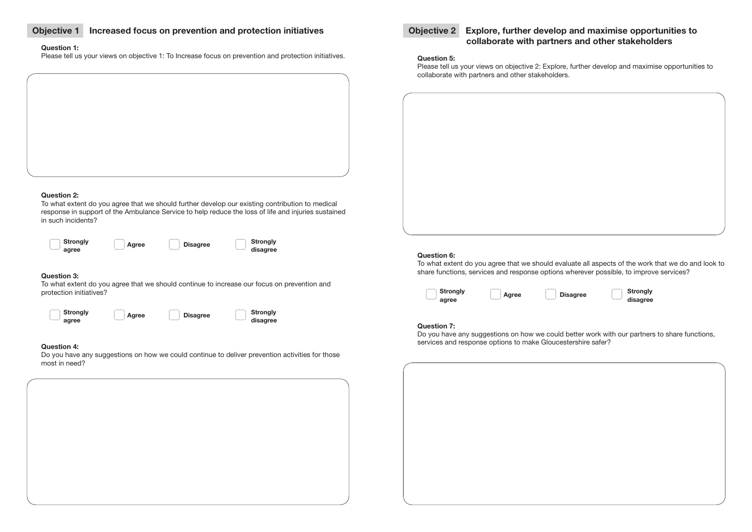## Objective 1 Increased focus on prevention and protection initiatives

**Question 1:**
Please tell us your views on objective 1: To Increase focus on prevention and protection initiatives.

**Question 2:**
To what extent do you agree that we should further develop our existing contribution to medical response in support of the Ambulance Service to help reduce the loss of life and injuries sustained in such incidents?

☐ **Strongly agree** ☐ **Agree** ☐ **Disagree** ☐ **Strongly disagree**

**Question 3:**
To what extent do you agree that we should continue to increase our focus on prevention and protection initiatives?

☐ **Strongly agree** ☐ **Agree** ☐ **Disagree** ☐ **Strongly disagree**

**Question 4:**
Do you have any suggestions on how we could continue to deliver prevention activities for those most in need?

## Objective 2 Explore, further develop and maximise opportunities to collaborate with partners and other stakeholders

**Question 5:**
Please tell us your views on objective 2: Explore, further develop and maximise opportunities to collaborate with partners and other stakeholders.

**Question 6:**
To what extent do you agree that we should evaluate all aspects of the work that we do and look to share functions, services and response options wherever possible, to improve services?

☐ **Strongly agree** ☐ **Agree** ☐ **Disagree** ☐ **Strongly disagree**

**Question 7:**
Do you have any suggestions on how we could better work with our partners to share functions, services and response options to make Gloucestershire safer?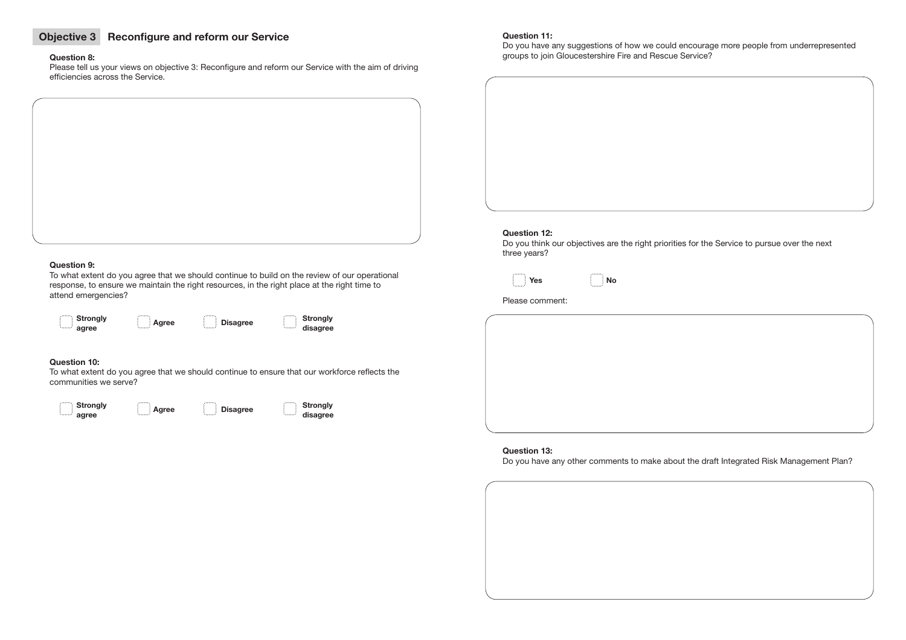## Objective 3 Reconfigure and reform our Service

**Question 8:**
Please tell us your views on objective 3: Reconfigure and reform our Service with the aim of driving efficiencies across the Service.

**Question 9:**
To what extent do you agree that we should continue to build on the review of our operational response, to ensure we maintain the right resources, in the right place at the right time to attend emergencies?

- [ ] **Strongly agree**
- [ ] **Agree**
- [ ] **Disagree**
- [ ] **Strongly disagree**

**Question 10:**
To what extent do you agree that we should continue to ensure that our workforce reflects the communities we serve?

- [ ] **Strongly agree**
- [ ] **Agree**
- [ ] **Disagree**
- [ ] **Strongly disagree**

**Question 11:**
Do you have any suggestions of how we could encourage more people from underrepresented groups to join Gloucestershire Fire and Rescue Service?

**Question 12:**
Do you think our objectives are the right priorities for the Service to pursue over the next three years?

- [ ] **Yes**
- [ ] **No**

Please comment:

**Question 13:**
Do you have any other comments to make about the draft Integrated Risk Management Plan?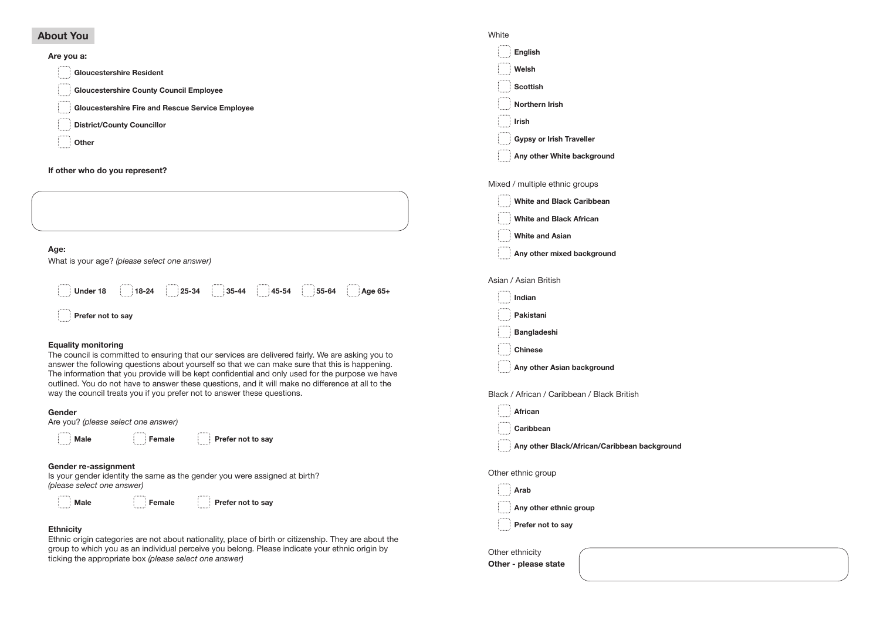## About You

**Are you a:**

- [ ] **Gloucestershire Resident**
- [ ] **Gloucestershire County Council Employee**
- [ ] **Gloucestershire Fire and Rescue Service Employee**
- [ ] **District/County Councillor**
- [ ] **Other**

**If other who do you represent?**

&nbsp;

**Age:**

What is your age? *(please select one answer)*

- [ ] **Under 18**
- [ ] **18-24**
- [ ] **25-34**
- [ ] **35-44**
- [ ] **45-54**
- [ ] **55-64**
- [ ] **Age 65+**
- [ ] **Prefer not to say**

**Equality monitoring**

The council is committed to ensuring that our services are delivered fairly. We are asking you to answer the following questions about yourself so that we can make sure that this is happening. The information that you provide will be kept confidential and only used for the purpose we have outlined. You do not have to answer these questions, and it will make no difference at all to the way the council treats you if you prefer not to answer these questions.

**Gender**

Are you? *(please select one answer)*

- [ ] **Male**
- [ ] **Female**
- [ ] **Prefer not to say**

**Gender re-assignment**

Is your gender identity the same as the gender you were assigned at birth? *(please select one answer)*

- [ ] **Male**
- [ ] **Female**
- [ ] **Prefer not to say**

**Ethnicity**

Ethnic origin categories are not about nationality, place of birth or citizenship. They are about the group to which you as an individual perceive you belong. Please indicate your ethnic origin by ticking the appropriate box *(please select one answer)*

White

- [ ] **English**
- [ ] **Welsh**
- [ ] **Scottish**
- [ ] **Northern Irish**
- [ ] **Irish**
- [ ] **Gypsy or Irish Traveller**
- [ ] **Any other White background**

Mixed / multiple ethnic groups

- [ ] **White and Black Caribbean**
- [ ] **White and Black African**
- [ ] **White and Asian**
- [ ] **Any other mixed background**

Asian / Asian British

- [ ] **Indian**
- [ ] **Pakistani**
- [ ] **Bangladeshi**
- [ ] **Chinese**
- [ ] **Any other Asian background**

Black / African / Caribbean / Black British

- [ ] **African**
- [ ] **Caribbean**
- [ ] **Any other Black/African/Caribbean background**

Other ethnic group

- [ ] **Arab**
- [ ] **Any other ethnic group**
- [ ] **Prefer not to say**

Other ethnicity

**Other - please state**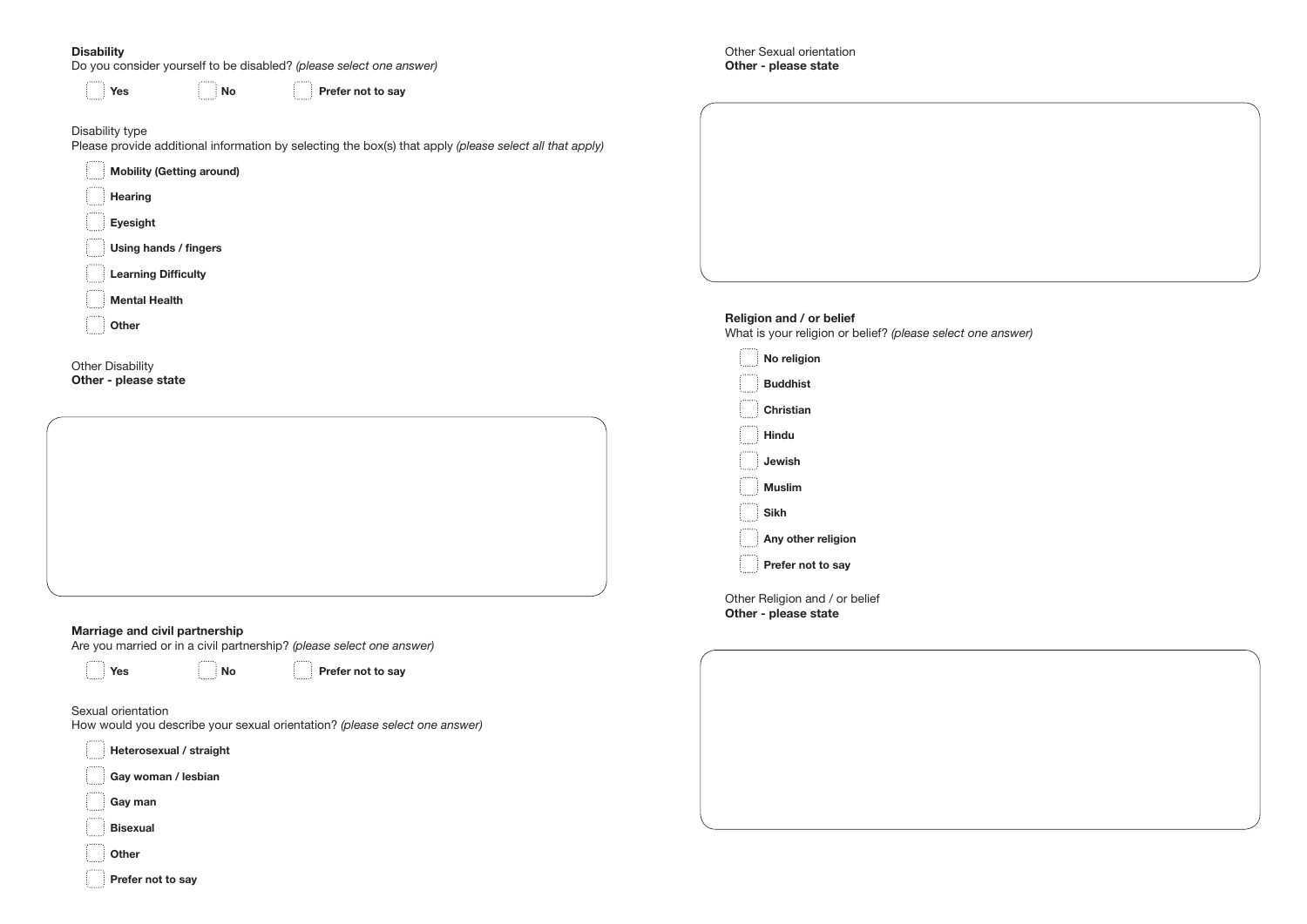**Disability**

Do you consider yourself to be disabled? *(please select one answer)*

- [ ] **Yes**
- [ ] **No**
- [ ] **Prefer not to say**

Disability type

Please provide additional information by selecting the box(s) that apply *(please select all that apply)*

- [ ] **Mobility (Getting around)**
- [ ] **Hearing**
- [ ] **Eyesight**
- [ ] **Using hands / fingers**
- [ ] **Learning Difficulty**
- [ ] **Mental Health**
- [ ] **Other**

Other Disability

**Other - please state**

**Marriage and civil partnership**

Are you married or in a civil partnership? *(please select one answer)*

- [ ] **Yes**
- [ ] **No**
- [ ] **Prefer not to say**

Sexual orientation

How would you describe your sexual orientation? *(please select one answer)*

- [ ] **Heterosexual / straight**
- [ ] **Gay woman / lesbian**
- [ ] **Gay man**
- [ ] **Bisexual**
- [ ] **Other**
- [ ] **Prefer not to say**

Other Sexual orientation

**Other - please state**

**Religion and / or belief**

What is your religion or belief? *(please select one answer)*

- [ ] **No religion**
- [ ] **Buddhist**
- [ ] **Christian**
- [ ] **Hindu**
- [ ] **Jewish**
- [ ] **Muslim**
- [ ] **Sikh**
- [ ] **Any other religion**
- [ ] **Prefer not to say**

Other Religion and / or belief

**Other - please state**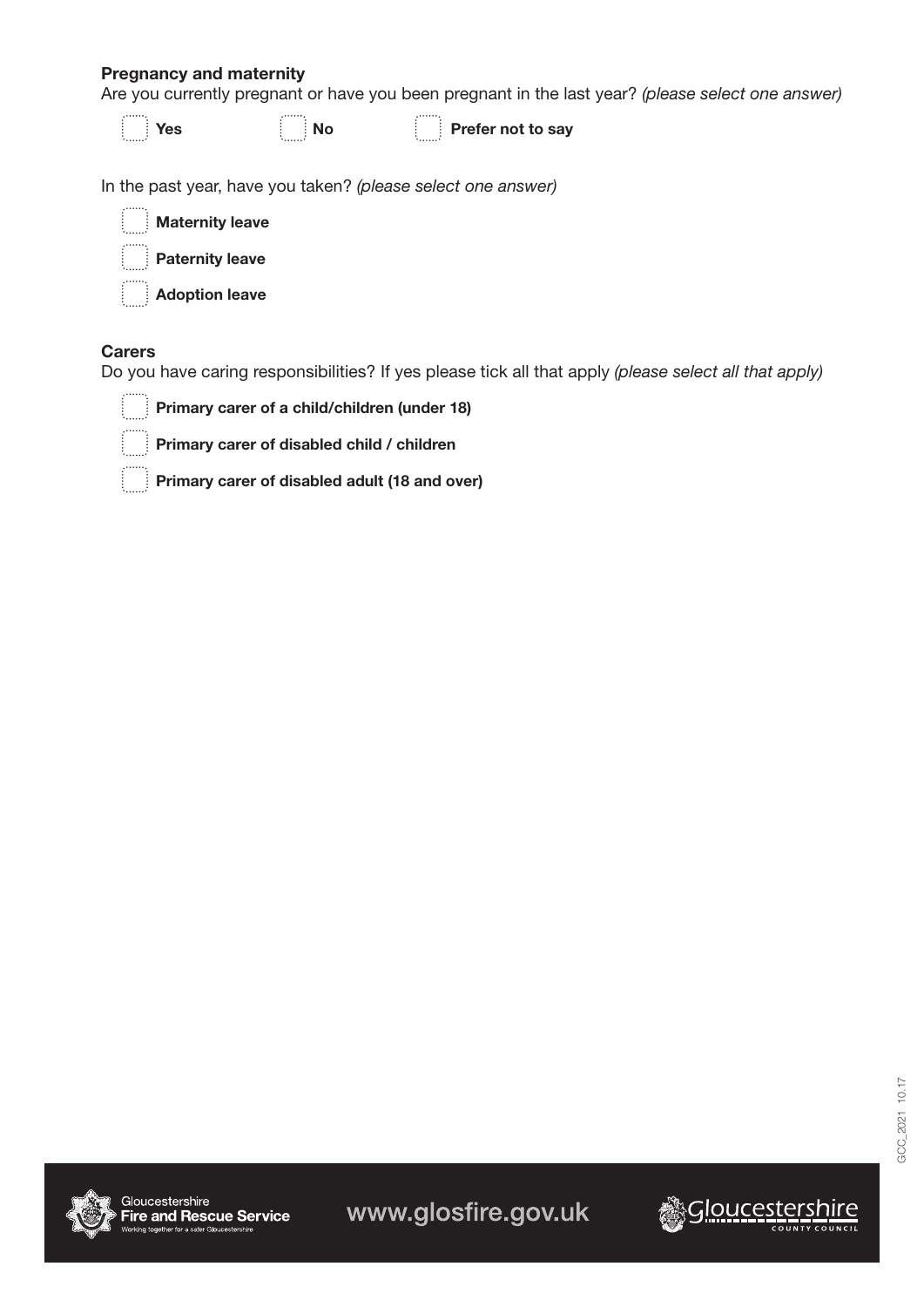**Pregnancy and maternity**

Are you currently pregnant or have you been pregnant in the last year? *(please select one answer)*

- [ ] **Yes**
- [ ] **No**
- [ ] **Prefer not to say**

In the past year, have you taken? *(please select one answer)*

- [ ] **Maternity leave**
- [ ] **Paternity leave**
- [ ] **Adoption leave**

**Carers**

Do you have caring responsibilities? If yes please tick all that apply *(please select all that apply)*

- [ ] **Primary carer of a child/children (under 18)**
- [ ] **Primary carer of disabled child / children**
- [ ] **Primary carer of disabled adult (18 and over)**

GCC_2021 10.17

Gloucestershire **Fire and Rescue Service**
Working together for a safer Gloucestershire

www.glosfire.gov.uk

Gloucestershire COUNTY COUNCIL